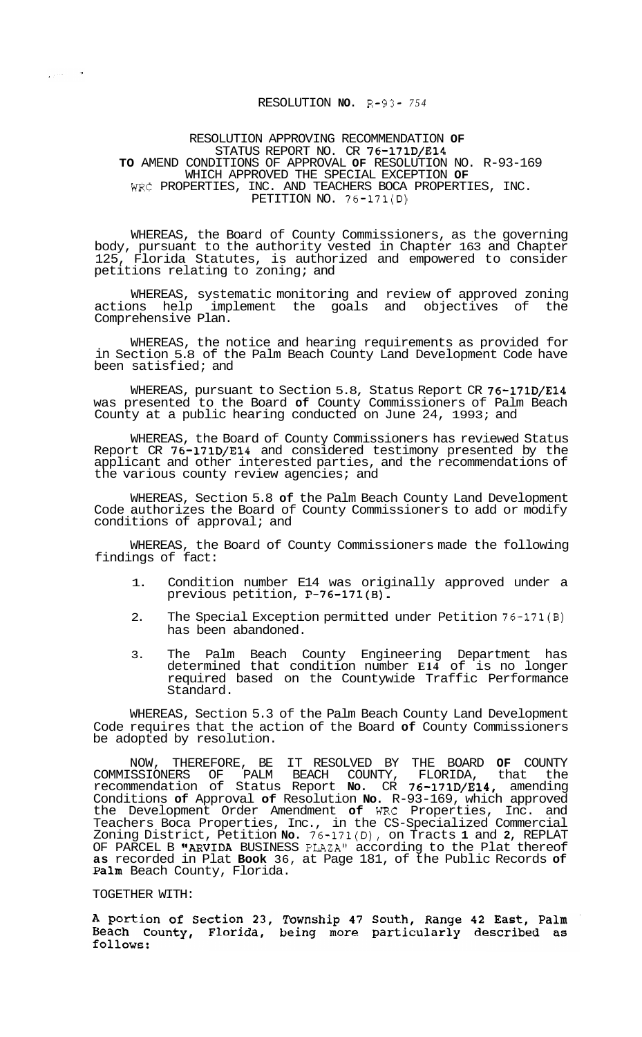RESOLUTION NO. R-93- 754

RESOLUTION APPROVING RECOMMENDATION OF STATUS REPORT NO. CR 76-171D/E14 TO AMEND CONDITIONS OF APPROVAL OF RESOLUTION NO. R-93-169 WHICH APPROVED THE SPECIAL EXCEPTION OF WRC PROPERTIES, INC. AND TEACHERS BOCA PROPERTIES, INC. PETITION NO. 76-171(D)

WHEREAS, the Board of County Commissioners, as the governing body, pursuant to the authority vested in Chapter 163 and Chapter 125, Florida Statutes, is authorized and empowered to consider petitions relating to zoning; and

WHEREAS, systematic monitoring and review of approved zoning actions help implement the goals and objectives of the Comprehensive Plan.

WHEREAS, the notice and hearing requirements as provided for in Section 5.8 of the Palm Beach County Land Development Code have been satisfied; and

WHEREAS, pursuant to Section 5.8, Status Report CR 76-171D/E14 was presented to the Board of County Commissioners of Palm Beach County at a public hearing conducted on June 24, 1993; and

WHEREAS, the Board of County Commissioners has reviewed Status Report CR 76-171D/E14 and considered testimony presented by the applicant and other interested parties, and the recommendations of the various county review agencies; and

WHEREAS, Section 5.8 of the Palm Beach County Land Development Code authorizes the Board of County Commissioners to add or modify conditions of approval; and

WHEREAS, the Board of County Commissioners made the following findings of fact:

1. Condition number E14 was originally approved under a previous petition, P-76-171(B).
2. The Special Exception permitted under Petition 76-171(B) has been abandoned.
3. The Palm Beach County Engineering Department has determined that condition number E14 of is no longer required based on the Countywide Traffic Performance Standard.

WHEREAS, Section 5.3 of the Palm Beach County Land Development Code requires that the action of the Board of County Commissioners be adopted by resolution.

NOW, THEREFORE, BE IT RESOLVED BY THE BOARD OF COUNTY COMMISSIONERS OF PALM BEACH COUNTY, FLORIDA, that the recommendation of Status Report No. CR 76-171D/E14, amending Conditions of Approval of Resolution No. R-93-169, which approved the Development Order Amendment of WRC Properties, Inc. and Teachers Boca Properties, Inc., in the CS-Specialized Commercial Zoning District, Petition No. 76-171(D), on Tracts 1 and 2, REPLAT OF PARCEL B "ARVIDA BUSINESS PLAZA" according to the Plat thereof as recorded in Plat Book 36, at Page 181, of the Public Records of Palm Beach County, Florida.

TOGETHER WITH:

**A portion of Section 23, Township 47 South, Range 42 East, Palm Beach County, Florida, being more particularly described as follows:**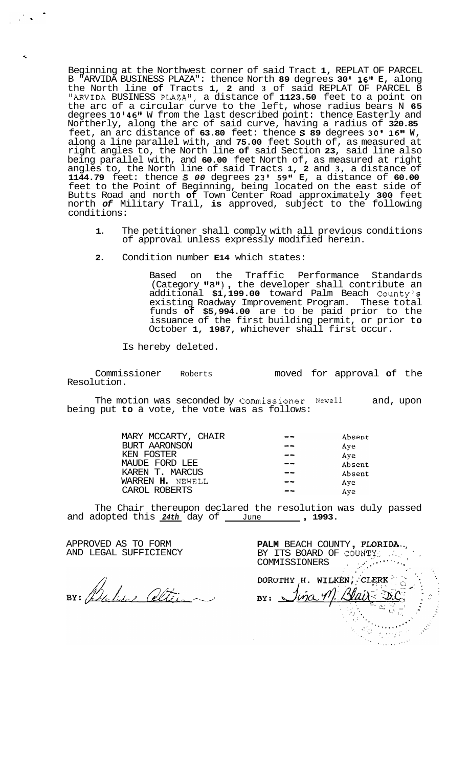Beginning at the Northwest corner of said Tract 1, REPLAT OF PARCEL B "ARVIDA BUSINESS PLAZA": thence North 89 degrees 30' 16" E, along the North line of Tracts 1, 2 and 3 of said REPLAT OF PARCEL B "ARVIDA BUSINESS PLAZA", a distance of 1123.50 feet to a point on the arc of a circular curve to the left, whose radius bears N 65 degrees 10'46" W from the last described point: thence Easterly and Northerly, along the arc of said curve, having a radius of 320.85 feet, an arc distance of 63.80 feet: thence S 89 degrees 30' 16" W, along a line parallel with, and 75.00 feet South of, as measured at right angles to, the North line of said Section 23, said line also being parallel with, and 60.00 feet North of, as measured at right angles to, the North line of said Tracts 1, 2 and 3, a distance of 1144.79 feet: thence S 00 degrees 23' 59" E, a distance of 60.00 feet to the Point of Beginning, being located on the east side of Butts Road and north of Town Center Road approximately 300 feet north of Military Trail, is approved, subject to the following conditions:

1. The petitioner shall comply with all previous conditions of approval unless expressly modified herein.

2. Condition number E14 which states:

   Based on the Traffic Performance Standards (Category "B"), the developer shall contribute an additional $1,199.00 toward Palm Beach County's existing Roadway Improvement Program. These total funds of $5,994.00 are to be paid prior to the issuance of the first building permit, or prior to October 1, 1987, whichever shall first occur.

   Is hereby deleted.

Commissioner Roberts moved for approval of the Resolution.

The motion was seconded by Commissioner Newell and, upon being put to a vote, the vote was as follows:

| | | |
|---|---|---|
| MARY MCCARTY, CHAIR | -- | Absent |
| BURT AARONSON | -- | Aye |
| KEN FOSTER | -- | Aye |
| MAUDE FORD LEE | -- | Absent |
| KAREN T. MARCUS | -- | Absent |
| WARREN H. NEWELL | -- | Aye |
| CAROL ROBERTS | -- | Aye |

The Chair thereupon declared the resolution was duly passed and adopted this 24th day of June, 1993.

APPROVED AS TO FORM AND LEGAL SUFFICIENCY

BY: Barbara Alterman

PALM BEACH COUNTY, FLORIDA, BY ITS BOARD OF COUNTY COMMISSIONERS

DOROTHY H. WILKEN, CLERK

BY: Jina M. Blair D.C.